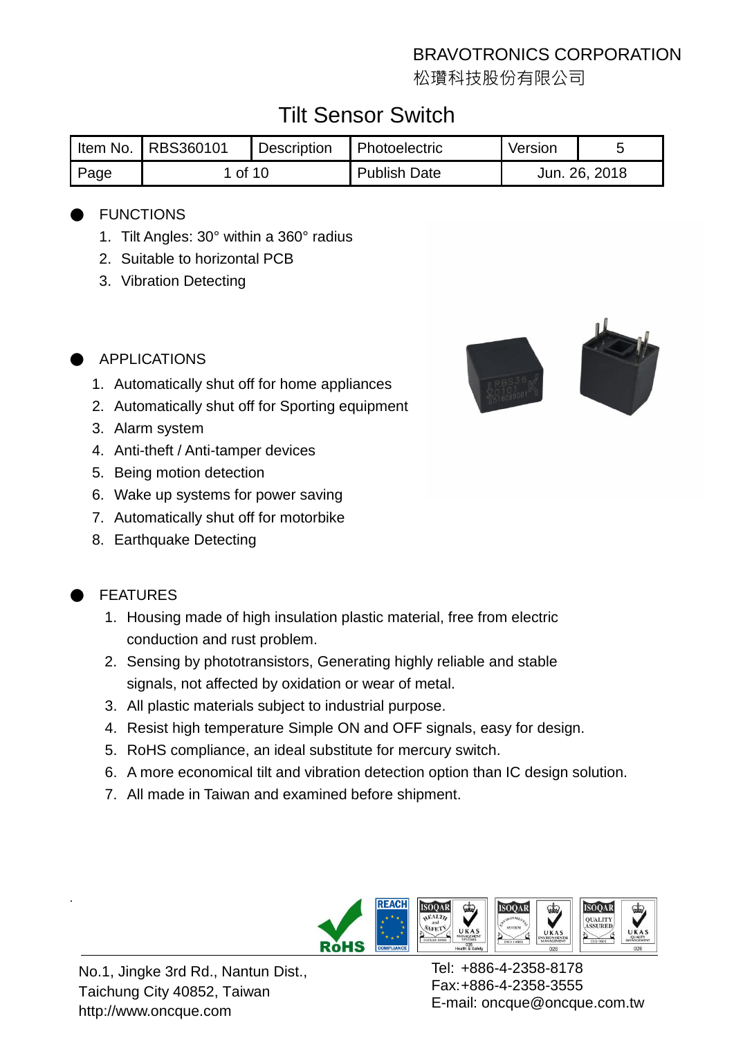BRAVOTRONICS CORPORATION
松瓚科技股份有限公司

# Tilt Sensor Switch

| Item No. | RBS360101 | Description | Photoelectric | Version | 5 |
|---|---|---|---|---|---|
| Page | 1 of 10 | | Publish Date | Jun. 26, 2018 | |

## FUNCTIONS

1. Tilt Angles: 30° within a 360° radius
2. Suitable to horizontal PCB
3. Vibration Detecting

## APPLICATIONS

1. Automatically shut off for home appliances
2. Automatically shut off for Sporting equipment
3. Alarm system
4. Anti-theft / Anti-tamper devices
5. Being motion detection
6. Wake up systems for power saving
7. Automatically shut off for motorbike
8. Earthquake Detecting

## FEATURES

1. Housing made of high insulation plastic material, free from electric conduction and rust problem.
2. Sensing by phototransistors, Generating highly reliable and stable signals, not affected by oxidation or wear of metal.
3. All plastic materials subject to industrial purpose.
4. Resist high temperature Simple ON and OFF signals, easy for design.
5. RoHS compliance, an ideal substitute for mercury switch.
6. A more economical tilt and vibration detection option than IC design solution.
7. All made in Taiwan and examined before shipment.

No.1, Jingke 3rd Rd., Nantun Dist.,
Taichung City 40852, Taiwan
http://www.oncque.com

Tel: +886-4-2358-8178
Fax:+886-4-2358-3555
E-mail: oncque@oncque.com.tw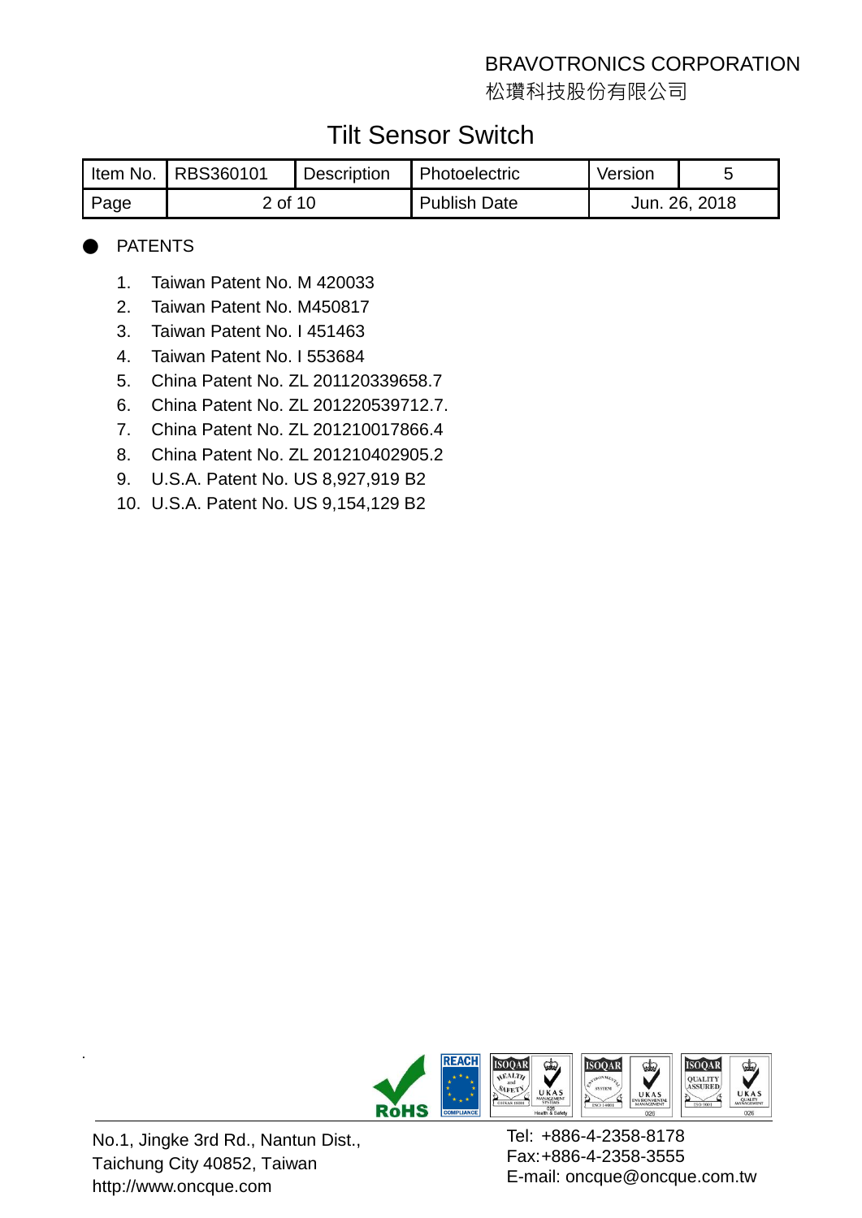BRAVOTRONICS CORPORATION
松瓚科技股份有限公司

# Tilt Sensor Switch

| Item No. | RBS360101 | Description | Photoelectric | Version | 5 |
|---|---|---|---|---|---|
| Page | 2 of 10 | | Publish Date | Jun. 26, 2018 | |

- PATENTS

1. Taiwan Patent No. M 420033
2. Taiwan Patent No. M450817
3. Taiwan Patent No. I 451463
4. Taiwan Patent No. I 553684
5. China Patent No. ZL 201120339658.7
6. China Patent No. ZL 201220539712.7.
7. China Patent No. ZL 201210017866.4
8. China Patent No. ZL 201210402905.2
9. U.S.A. Patent No. US 8,927,919 B2
10. U.S.A. Patent No. US 9,154,129 B2

No.1, Jingke 3rd Rd., Nantun Dist.,
Taichung City 40852, Taiwan
http://www.oncque.com

Tel: +886-4-2358-8178
Fax:+886-4-2358-3555
E-mail: oncque@oncque.com.tw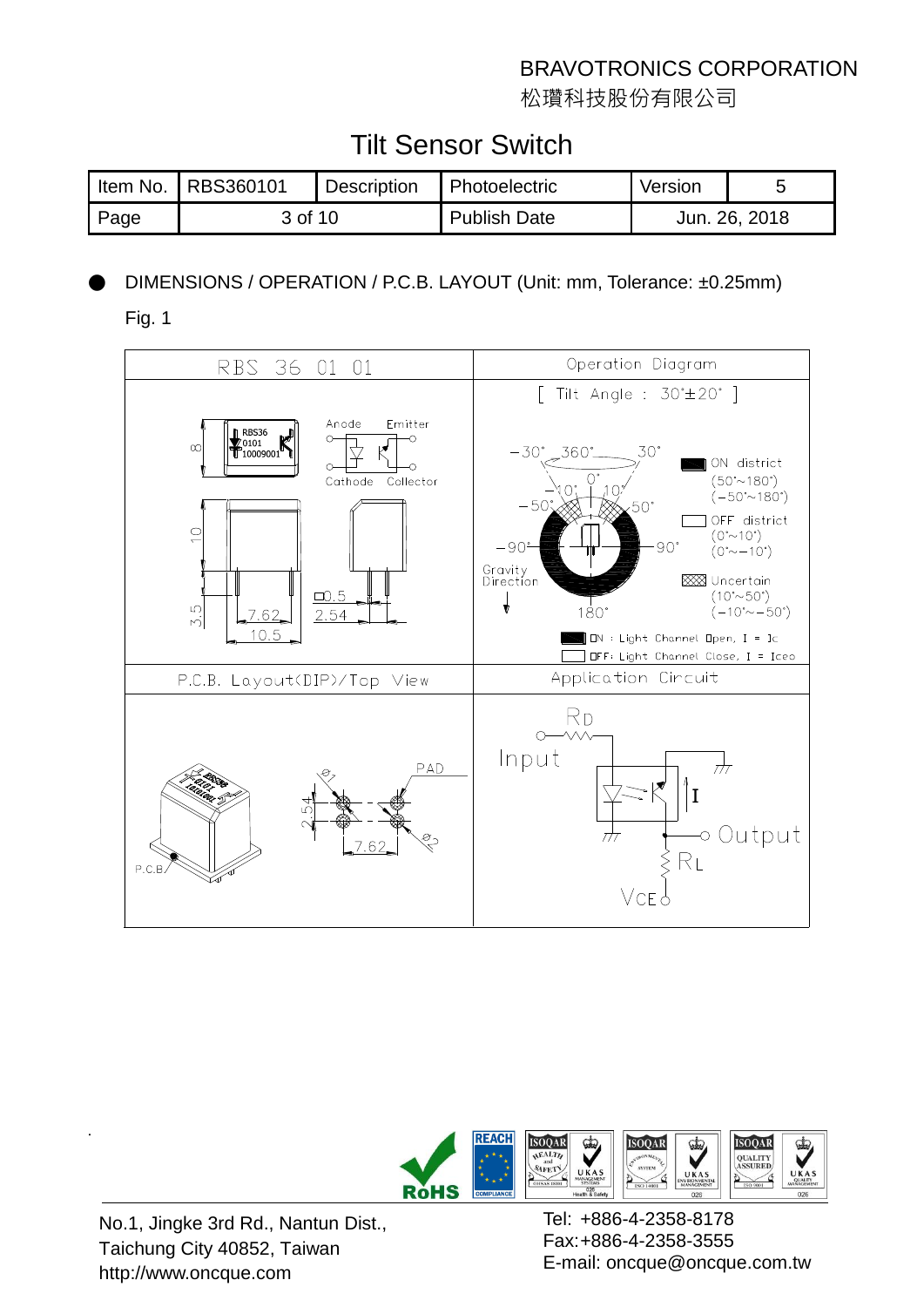BRAVOTRONICS CORPORATION
松瓚科技股份有限公司

# Tilt Sensor Switch

| Item No. | RBS360101 | Description | Photoelectric | Version | 5 |
|---|---|---|---|---|---|
| Page | 3 of 10 | | Publish Date | Jun. 26, 2018 | |

● DIMENSIONS / OPERATION / P.C.B. LAYOUT (Unit: mm, Tolerance: ±0.25mm)

Fig. 1

| RBS 36 01 01 | Operation Diagram |
|---|---|
| RBS36 0101 10009001; Anode, Emitter, Cathode, Collector; 8; 10; 3.5; 7.62; 10.5; □0.5; 2.54 | [ Tilt Angle : 30°±20° ]; -30°, 360°, 30°, -10°, 0°, 10°, -50°, 50°, -90°, 90°, 180°, Gravity Direction; ON district (50°~180°) (-50°~180°); OFF district (0°~10°) (0°~-10°); Uncertain (10°~50°) (-10°~-50°); ON : Light Channel Open, I = Ic; OFF: Light Channel Close, I = Iceo |
| P.C.B. Layout(DIP)/Top View | Application Circuit |
| RBS36 0101 10009001; P.C.B; PAD; Ø1; Ø2; 2.54; 7.62 | RD; Input; I; Output; RL; VCE |

No.1, Jingke 3rd Rd., Nantun Dist.,
Taichung City 40852, Taiwan
http://www.oncque.com

Tel: +886-4-2358-8178
Fax:+886-4-2358-3555
E-mail: oncque@oncque.com.tw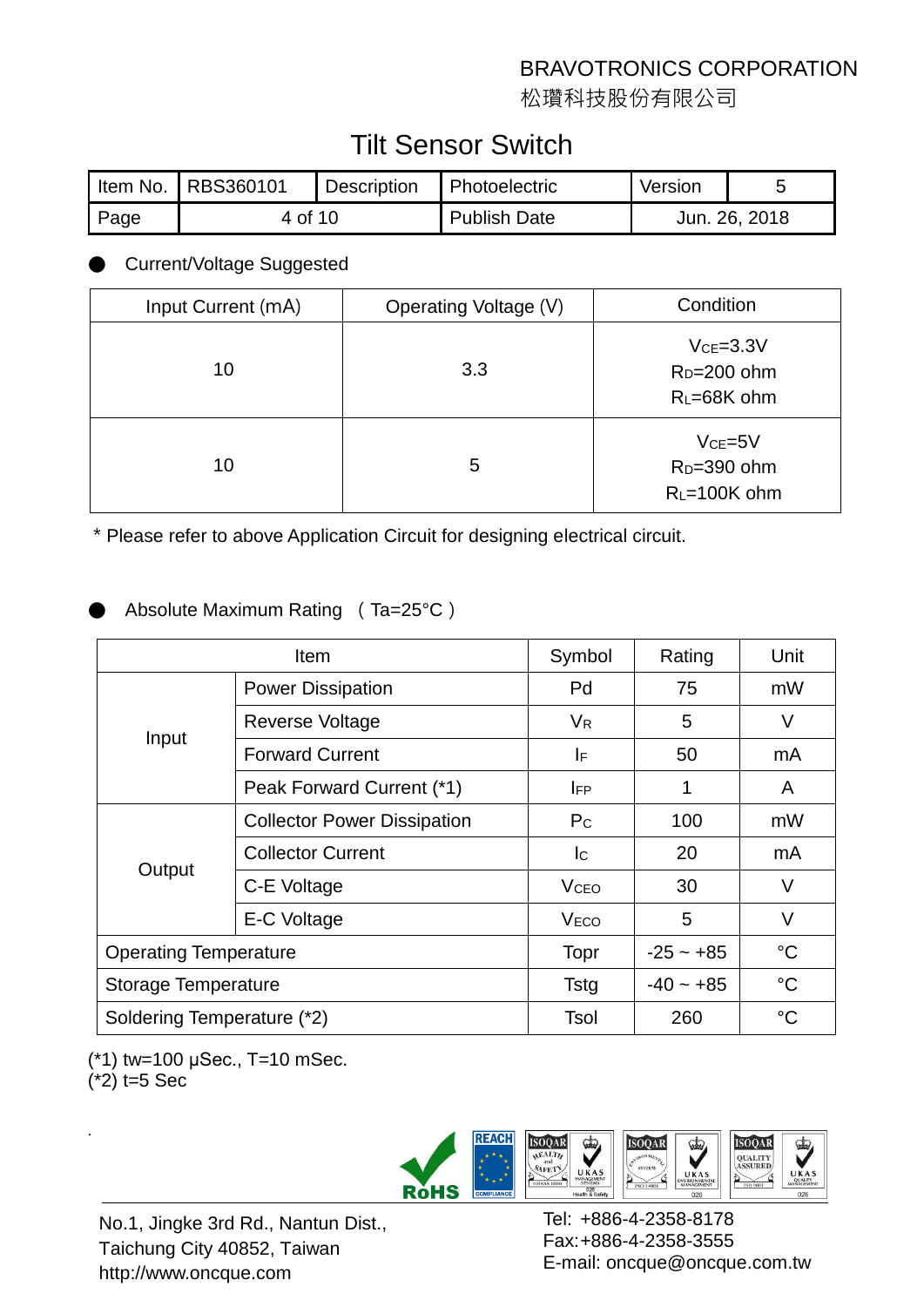- Current/Voltage Suggested

| Input Current (mA) | Operating Voltage (V) | Condition |
|---|---|---|
| 10 | 3.3 | $V_{CE}$=3.3V<br>$R_D$=200 ohm<br>$R_L$=68K ohm |
| 10 | 5 | $V_{CE}$=5V<br>$R_D$=390 ohm<br>$R_L$=100K ohm |

\* Please refer to above Application Circuit for designing electrical circuit.

- Absolute Maximum Rating （Ta=25°C）

| Item | | Symbol | Rating | Unit |
|---|---|---|---|---|
| Input | Power Dissipation | Pd | 75 | mW |
| | Reverse Voltage | $V_R$ | 5 | V |
| | Forward Current | $I_F$ | 50 | mA |
| | Peak Forward Current (*1) | $I_{FP}$ | 1 | A |
| Output | Collector Power Dissipation | $P_C$ | 100 | mW |
| | Collector Current | $I_C$ | 20 | mA |
| | C-E Voltage | $V_{CEO}$ | 30 | V |
| | E-C Voltage | $V_{ECO}$ | 5 | V |
| Operating Temperature | | Topr | -25 ~ +85 | °C |
| Storage Temperature | | Tstg | -40 ~ +85 | °C |
| Soldering Temperature (*2) | | Tsol | 260 | °C |

(*1) tw=100 μSec., T=10 mSec.
(*2) t=5 Sec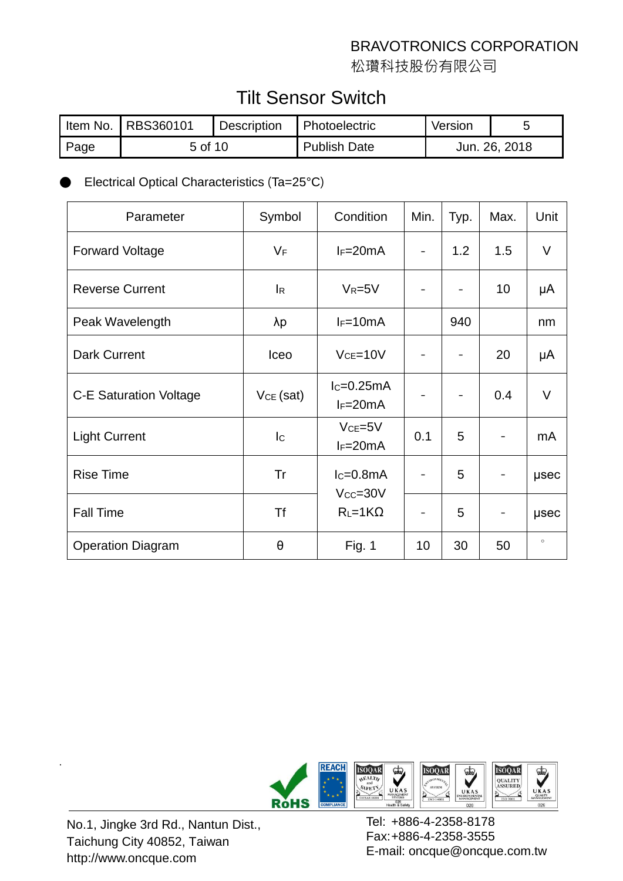BRAVOTRONICS CORPORATION
松瓚科技股份有限公司

# Tilt Sensor Switch

| Item No. | RBS360101 | Description | Photoelectric | Version | 5 |
|---|---|---|---|---|---|
| Page | 5 of 10 | | Publish Date | Jun. 26, 2018 | |

- Electrical Optical Characteristics (Ta=25°C)

| Parameter | Symbol | Condition | Min. | Typ. | Max. | Unit |
|---|---|---|---|---|---|---|
| Forward Voltage | $V_F$ | $I_F$=20mA | - | 1.2 | 1.5 | V |
| Reverse Current | $I_R$ | $V_R$=5V | - | - | 10 | μA |
| Peak Wavelength | λp | $I_F$=10mA | | 940 | | nm |
| Dark Current | Iceo | $V_{CE}$=10V | - | - | 20 | μA |
| C-E Saturation Voltage | $V_{CE}$ (sat) | $I_C$=0.25mA $I_F$=20mA | - | - | 0.4 | V |
| Light Current | $I_C$ | $V_{CE}$=5V $I_F$=20mA | 0.1 | 5 | - | mA |
| Rise Time | Tr | $I_C$=0.8mA $V_{CC}$=30V $R_L$=1KΩ | - | 5 | - | μsec |
| Fall Time | Tf | | - | 5 | - | μsec |
| Operation Diagram | θ | Fig. 1 | 10 | 30 | 50 | ° |

No.1, Jingke 3rd Rd., Nantun Dist.,
Taichung City 40852, Taiwan
http://www.oncque.com

Tel: +886-4-2358-8178
Fax:+886-4-2358-3555
E-mail: oncque@oncque.com.tw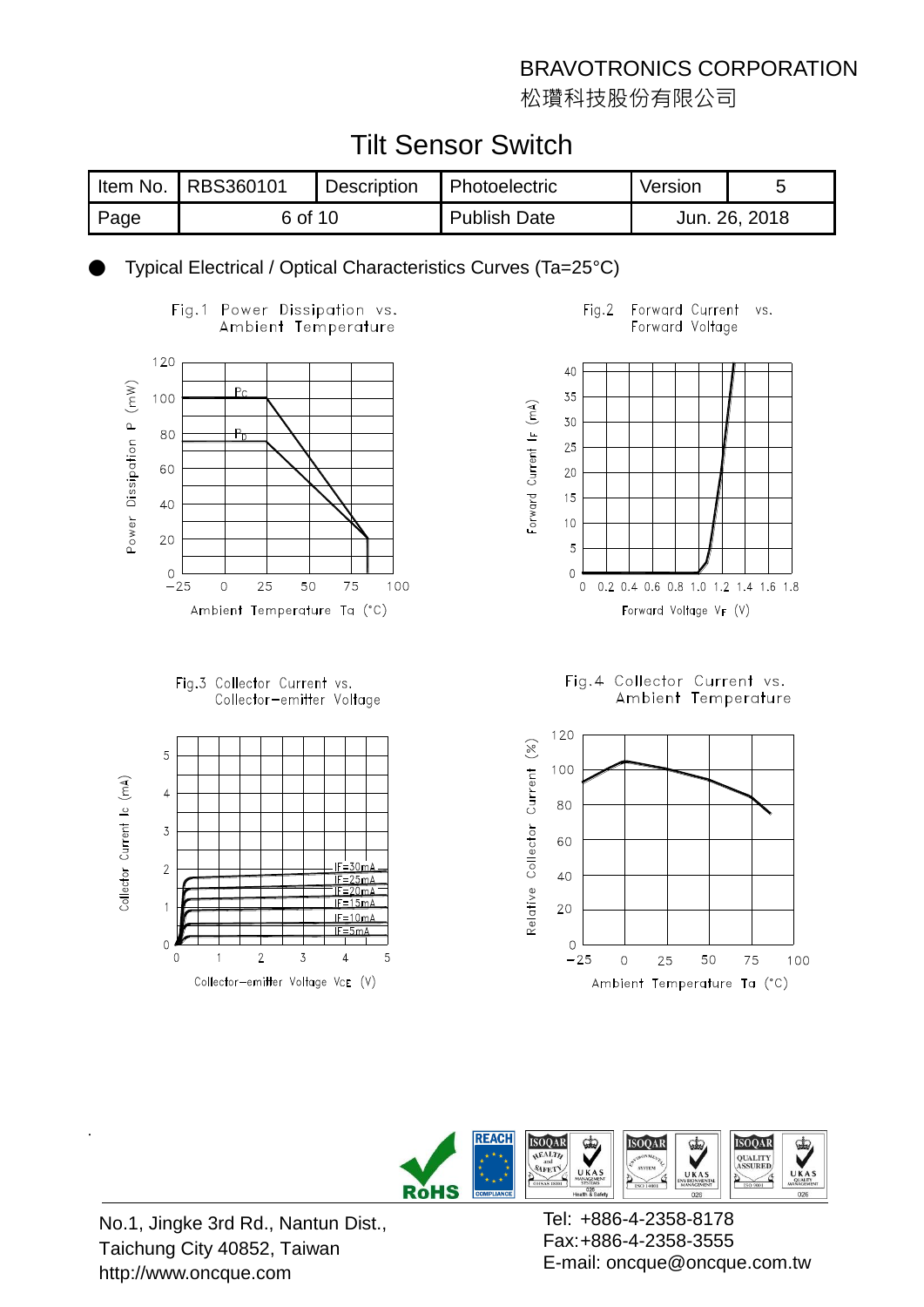BRAVOTRONICS CORPORATION
松瓚科技股份有限公司

# Tilt Sensor Switch

| Item No. | RBS360101 | Description | Photoelectric | Version | 5 |
|---|---|---|---|---|---|
| Page | 6 of 10 | | Publish Date | Jun. 26, 2018 | |

- Typical Electrical / Optical Characteristics Curves (Ta=25°C)

Fig.1 Power Dissipation vs. Ambient Temperature

Fig.2 Forward Current vs. Forward Voltage

Fig.3 Collector Current vs. Collector-emitter Voltage

Fig.4 Collector Current vs. Ambient Temperature

No.1, Jingke 3rd Rd., Nantun Dist., Taichung City 40852, Taiwan
http://www.oncque.com

Tel: +886-4-2358-8178
Fax:+886-4-2358-3555
E-mail: oncque@oncque.com.tw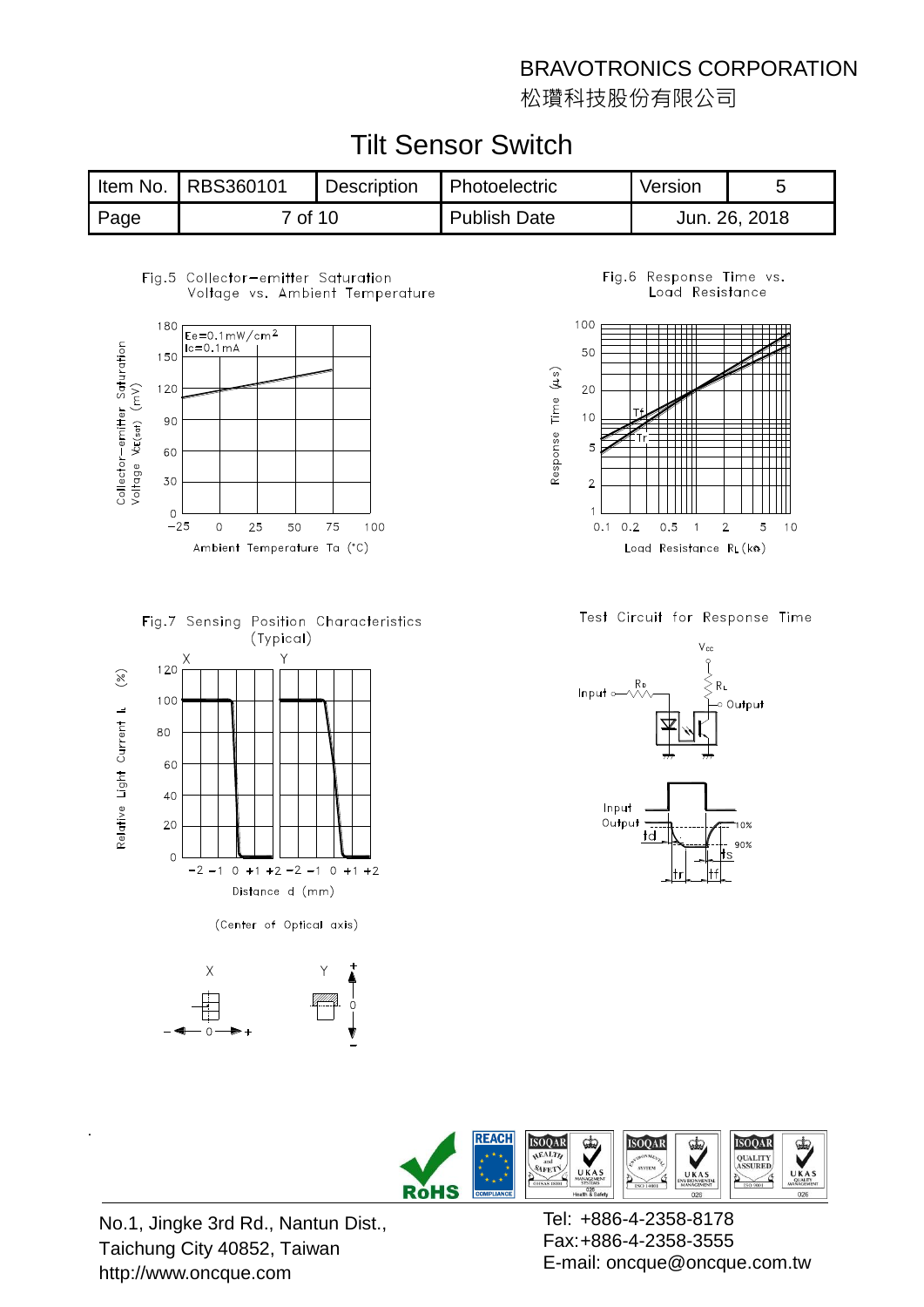BRAVOTRONICS CORPORATION
松瓚科技股份有限公司

# Tilt Sensor Switch

| Item No. | RBS360101 | Description | Photoelectric | Version | 5 |
|---|---|---|---|---|---|
| Page | 7 of 10 | | Publish Date | Jun. 26, 2018 | |

Fig.5 Collector−emitter Saturation Voltage vs. Ambient Temperature

Ee=0.1mW/cm$^2$
Ic=0.1mA

Collector−emitter Saturation Voltage $V_{CE(sat)}$ (mV)

Ambient Temperature Ta (°C)

Fig.6 Response Time vs. Load Resistance

Response Time (μs)

Load Resistance $R_L$ (kΩ)

Fig.7 Sensing Position Characteristics (Typical)

Relative Light Current $I_L$ (%)

Distance d (mm)

(Center of Optical axis)

Test Circuit for Response Time

Vcc, $R_D$, $R_L$, Input, Output

Input, Output, td, tr, tf, ts, 10%, 90%

No.1, Jingke 3rd Rd., Nantun Dist.,
Taichung City 40852, Taiwan
http://www.oncque.com

Tel: +886-4-2358-8178
Fax:+886-4-2358-3555
E-mail: oncque@oncque.com.tw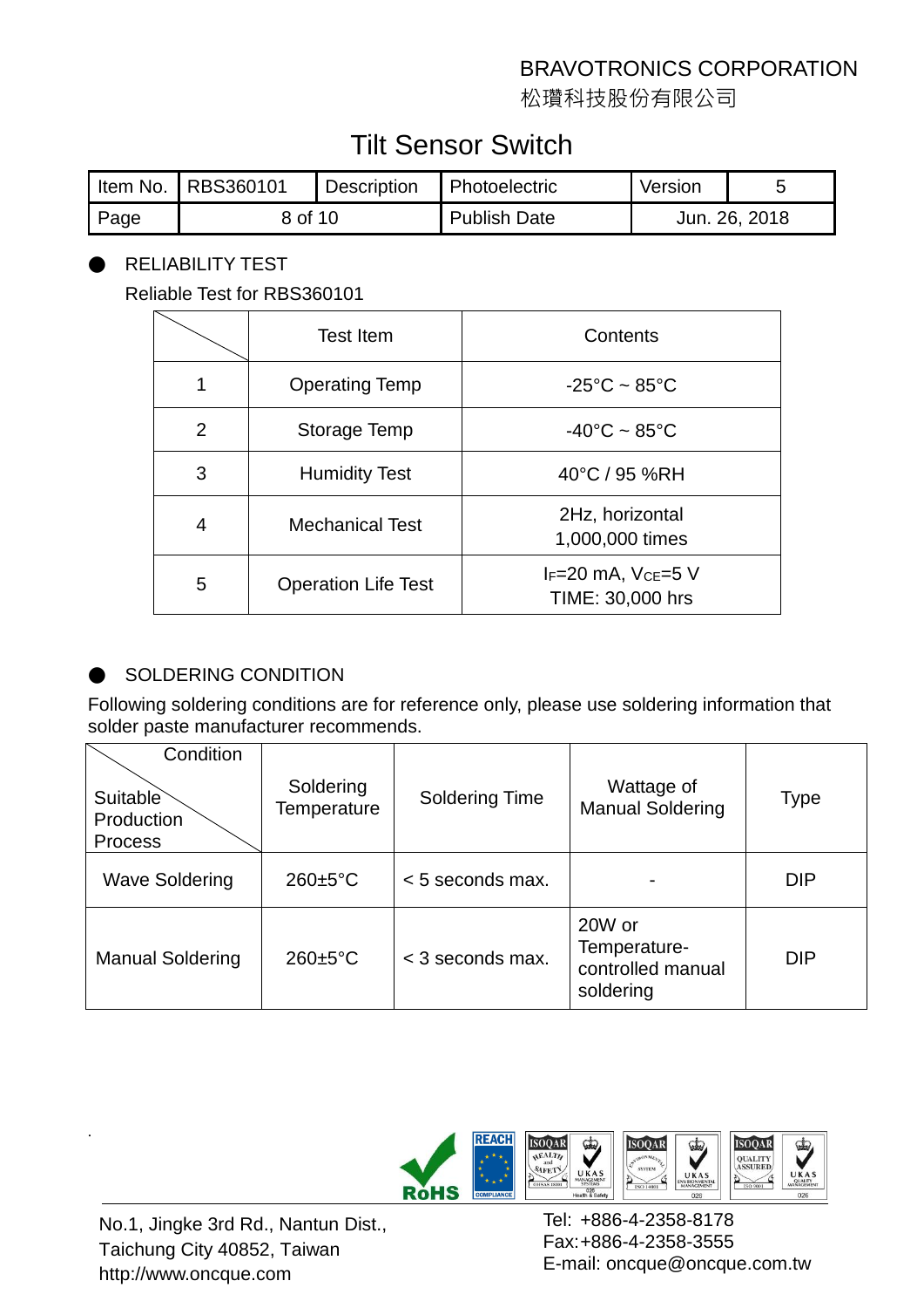BRAVOTRONICS CORPORATION
松瓚科技股份有限公司

# Tilt Sensor Switch

| Item No. | RBS360101 | Description | Photoelectric | Version | 5 |
|---|---|---|---|---|---|
| Page | 8 of 10 | | Publish Date | Jun. 26, 2018 | |

## ● RELIABILITY TEST

Reliable Test for RBS360101

| | Test Item | Contents |
|---|---|---|
| 1 | Operating Temp | -25°C ~ 85°C |
| 2 | Storage Temp | -40°C ~ 85°C |
| 3 | Humidity Test | 40°C / 95 %RH |
| 4 | Mechanical Test | 2Hz, horizontal<br>1,000,000 times |
| 5 | Operation Life Test | $I_F$=20 mA, $V_{CE}$=5 V<br>TIME: 30,000 hrs |

## ● SOLDERING CONDITION

Following soldering conditions are for reference only, please use soldering information that solder paste manufacturer recommends.

| Condition / Suitable Production Process | Soldering Temperature | Soldering Time | Wattage of Manual Soldering | Type |
|---|---|---|---|---|
| Wave Soldering | 260±5°C | < 5 seconds max. | - | DIP |
| Manual Soldering | 260±5°C | < 3 seconds max. | 20W or Temperature-controlled manual soldering | DIP |

No.1, Jingke 3rd Rd., Nantun Dist.,
Taichung City 40852, Taiwan
http://www.oncque.com

Tel: +886-4-2358-8178
Fax:+886-4-2358-3555
E-mail: oncque@oncque.com.tw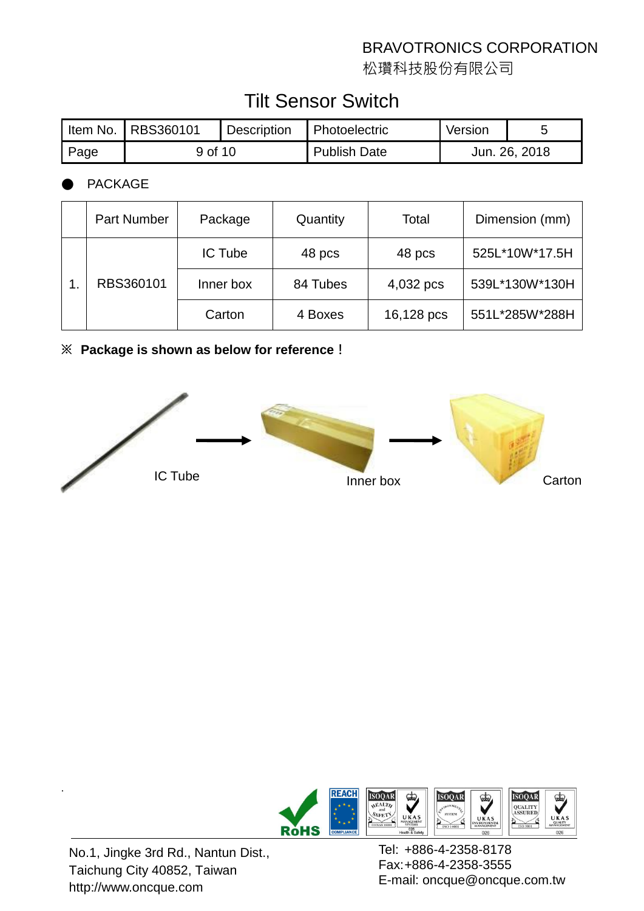BRAVOTRONICS CORPORATION
松瓚科技股份有限公司

# Tilt Sensor Switch

| Item No. | RBS360101 | Description | Photoelectric | Version | 5 |
| --- | --- | --- | --- | --- | --- |
| Page | 9 of 10 | | Publish Date | Jun. 26, 2018 | |

● PACKAGE

| | Part Number | Package | Quantity | Total | Dimension (mm) |
| --- | --- | --- | --- | --- | --- |
| 1. | RBS360101 | IC Tube | 48 pcs | 48 pcs | 525L*10W*17.5H |
| | | Inner box | 84 Tubes | 4,032 pcs | 539L*130W*130H |
| | | Carton | 4 Boxes | 16,128 pcs | 551L*285W*288H |

※ **Package is shown as below for reference！**

IC Tube → Inner box → Carton

No.1, Jingke 3rd Rd., Nantun Dist.,
Taichung City 40852, Taiwan
http://www.oncque.com

Tel: +886-4-2358-8178
Fax:+886-4-2358-3555
E-mail: oncque@oncque.com.tw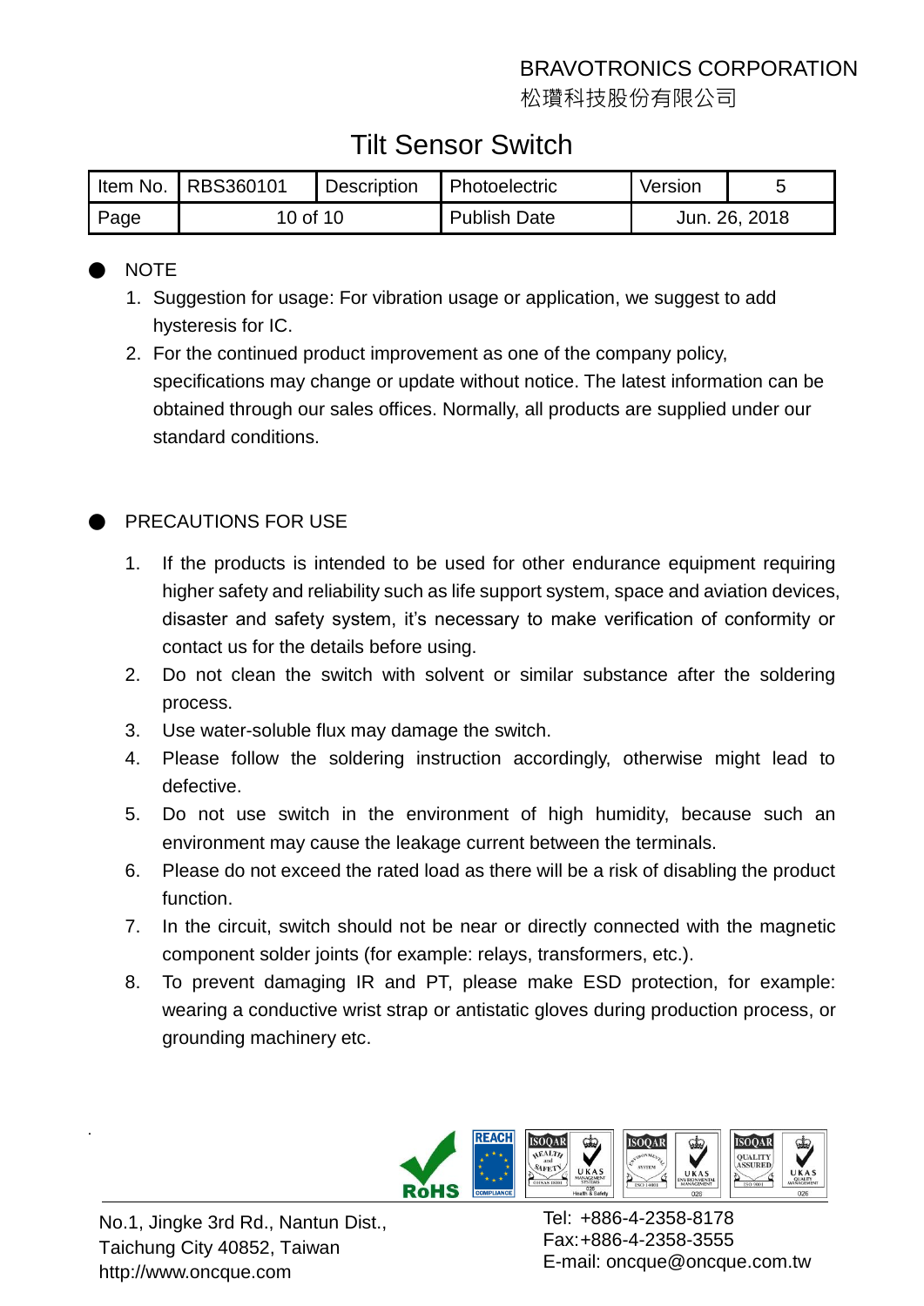## NOTE

1. Suggestion for usage: For vibration usage or application, we suggest to add hysteresis for IC.
2. For the continued product improvement as one of the company policy, specifications may change or update without notice. The latest information can be obtained through our sales offices. Normally, all products are supplied under our standard conditions.

## PRECAUTIONS FOR USE

1. If the products is intended to be used for other endurance equipment requiring higher safety and reliability such as life support system, space and aviation devices, disaster and safety system, it's necessary to make verification of conformity or contact us for the details before using.
2. Do not clean the switch with solvent or similar substance after the soldering process.
3. Use water-soluble flux may damage the switch.
4. Please follow the soldering instruction accordingly, otherwise might lead to defective.
5. Do not use switch in the environment of high humidity, because such an environment may cause the leakage current between the terminals.
6. Please do not exceed the rated load as there will be a risk of disabling the product function.
7. In the circuit, switch should not be near or directly connected with the magnetic component solder joints (for example: relays, transformers, etc.).
8. To prevent damaging IR and PT, please make ESD protection, for example: wearing a conductive wrist strap or antistatic gloves during production process, or grounding machinery etc.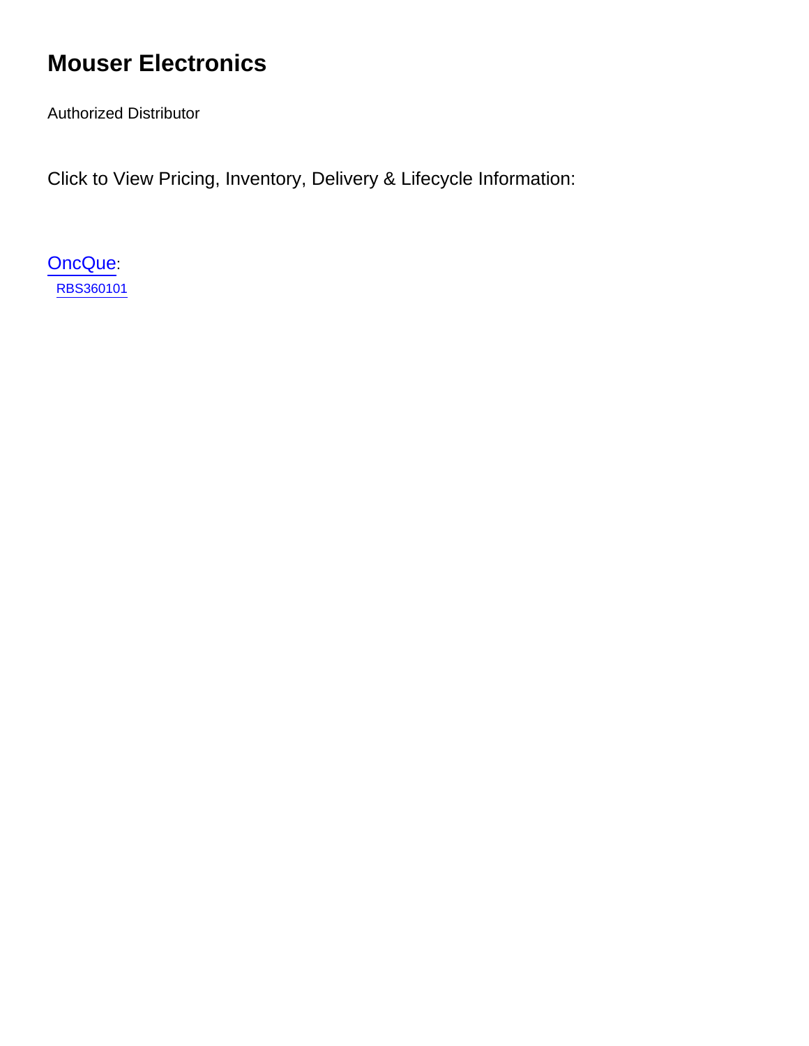# Mouser Electronics

Authorized Distributor

Click to View Pricing, Inventory, Delivery & Lifecycle Information:

OncQue:

RBS360101